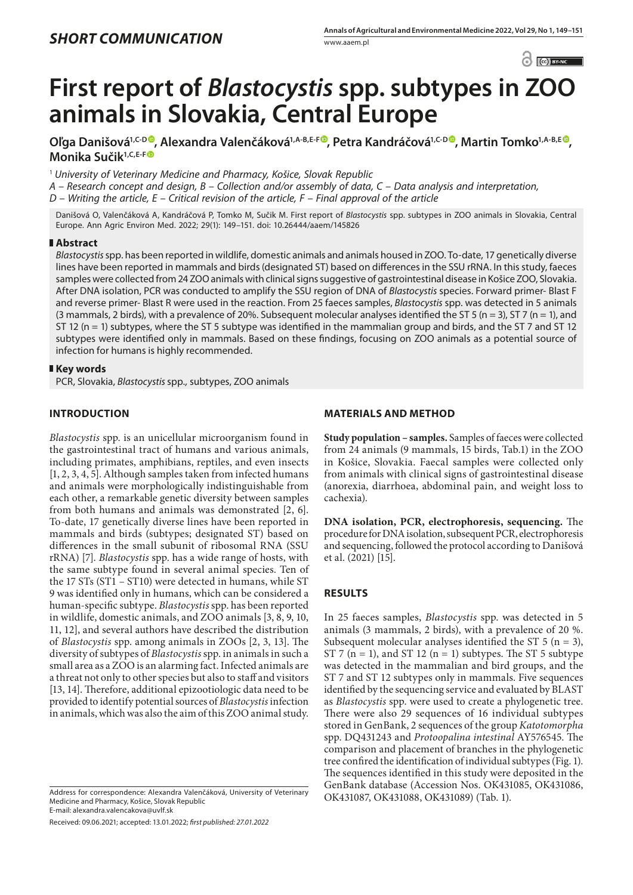*SHORT COMMUNICATION*

# First report of *Blastocystis* spp. subtypes in ZOO animals in Slovakia, Central Europe

**Oľga Danišová[1,C-D], Alexandra Valenčáková[1,A-B,E-F], Petra Kandráčová[1,C-D], Martin Tomko[1,A-B,E], Monika Sučik[1,C,E-F]**

[1] *University of Veterinary Medicine and Pharmacy, Košice, Slovak Republic*

*A – Research concept and design, B – Collection and/or assembly of data, C – Data analysis and interpretation, D – Writing the article, E – Critical revision of the article, F – Final approval of the article*

Danišová O, Valenčáková A, Kandráčová P, Tomko M, Sučik M. First report of *Blastocystis* spp. subtypes in ZOO animals in Slovakia, Central Europe. Ann Agric Environ Med. 2022; 29(1): 149–151. doi: 10.26444/aaem/145826

## Abstract

*Blastocystis* spp. has been reported in wildlife, domestic animals and animals housed in ZOO. To-date, 17 genetically diverse lines have been reported in mammals and birds (designated ST) based on differences in the SSU rRNA. In this study, faeces samples were collected from 24 ZOO animals with clinical signs suggestive of gastrointestinal disease in Košice ZOO, Slovakia. After DNA isolation, PCR was conducted to amplify the SSU region of DNA of *Blastocystis* species. Forward primer- Blast F and reverse primer- Blast R were used in the reaction. From 25 faeces samples, *Blastocystis* spp. was detected in 5 animals (3 mammals, 2 birds), with a prevalence of 20%. Subsequent molecular analyses identified the ST 5 (n = 3), ST 7 (n = 1), and ST 12 (n = 1) subtypes, where the ST 5 subtype was identified in the mammalian group and birds, and the ST 7 and ST 12 subtypes were identified only in mammals. Based on these findings, focusing on ZOO animals as a potential source of infection for humans is highly recommended.

## Key words

PCR, Slovakia, *Blastocystis* spp., subtypes, ZOO animals

## INTRODUCTION

*Blastocystis* spp. is an unicellular microorganism found in the gastrointestinal tract of humans and various animals, including primates, amphibians, reptiles, and even insects [1, 2, 3, 4, 5]. Although samples taken from infected humans and animals were morphologically indistinguishable from each other, a remarkable genetic diversity between samples from both humans and animals was demonstrated [2, 6]. To-date, 17 genetically diverse lines have been reported in mammals and birds (subtypes; designated ST) based on differences in the small subunit of ribosomal RNA (SSU rRNA) [7]. *Blastocystis* spp. has a wide range of hosts, with the same subtype found in several animal species. Ten of the 17 STs (ST1 – ST10) were detected in humans, while ST 9 was identified only in humans, which can be considered a human-specific subtype. *Blastocystis* spp. has been reported in wildlife, domestic animals, and ZOO animals [3, 8, 9, 10, 11, 12], and several authors have described the distribution of *Blastocystis* spp. among animals in ZOOs [2, 3, 13]. The diversity of subtypes of *Blastocystis* spp. in animals in such a small area as a ZOO is an alarming fact. Infected animals are a threat not only to other species but also to staff and visitors [13, 14]. Therefore, additional epizootiologic data need to be provided to identify potential sources of *Blastocystis* infection in animals, which was also the aim of this ZOO animal study.

## MATERIALS AND METHOD

**Study population – samples.** Samples of faeces were collected from 24 animals (9 mammals, 15 birds, Tab.1) in the ZOO in Košice, Slovakia. Faecal samples were collected only from animals with clinical signs of gastrointestinal disease (anorexia, diarrhoea, abdominal pain, and weight loss to cachexia).

**DNA isolation, PCR, electrophoresis, sequencing.** The procedure for DNA isolation, subsequent PCR, electrophoresis and sequencing, followed the protocol according to Danišová et al. (2021) [15].

## RESULTS

In 25 faeces samples, *Blastocystis* spp. was detected in 5 animals (3 mammals, 2 birds), with a prevalence of 20 %. Subsequent molecular analyses identified the ST 5 (n = 3), ST 7 (n = 1), and ST 12 (n = 1) subtypes. The ST 5 subtype was detected in the mammalian and bird groups, and the ST 7 and ST 12 subtypes only in mammals. Five sequences identified by the sequencing service and evaluated by BLAST as *Blastocystis* spp. were used to create a phylogenetic tree. There were also 29 sequences of 16 individual subtypes stored in GenBank, 2 sequences of the group *Katotomorpha* spp. DQ431243 and *Protoopalina intestinal* AY576545. The comparison and placement of branches in the phylogenetic tree confired the identification of individual subtypes (Fig. 1). The sequences identified in this study were deposited in the GenBank database (Accession Nos. OK431085, OK431086, OK431087, OK431088, OK431089) (Tab. 1).

Address for correspondence: Alexandra Valenčáková, University of Veterinary Medicine and Pharmacy, Košice, Slovak Republic
E-mail: alexandra.valencakova@uvlf.sk

Received: 09.06.2021; accepted: 13.01.2022; *first published: 27.01.2022*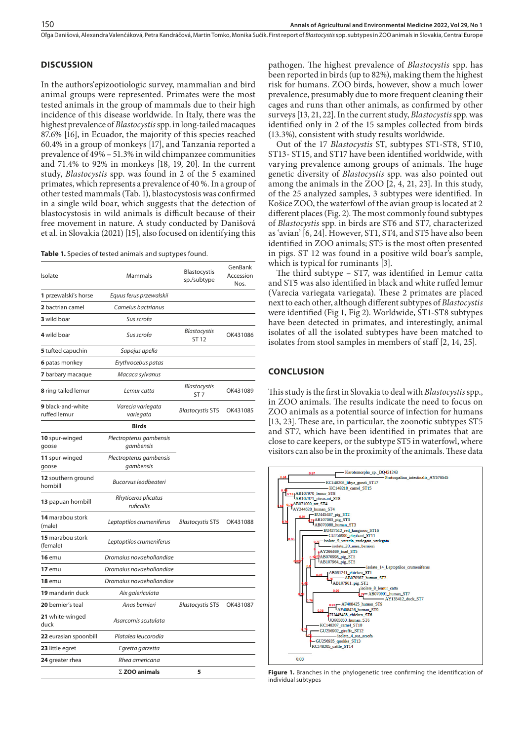## DISCUSSION

In the authors'epizootiologic survey, mammalian and bird animal groups were represented. Primates were the most tested animals in the group of mammals due to their high incidence of this disease worldwide. In Italy, there was the highest prevalence of *Blastocystis* spp. in long-tailed macaques 87.6% [16], in Ecuador, the majority of this species reached 60.4% in a group of monkeys [17], and Tanzania reported a prevalence of 49% – 51.3% in wild chimpanzee communities and 71.4% to 92% in monkeys [18, 19, 20]. In the current study, *Blastocystis* spp. was found in 2 of the 5 examined primates, which represents a prevalence of 40 %. In a group of other tested mammals (Tab. 1), blastocystosis was confirmed in a single wild boar, which suggests that the detection of blastocystosis in wild animals is difficult because of their free movement in nature. A study conducted by Danišová et al. in Slovakia (2021) [15], also focused on identifying this pathogen. The highest prevalence of *Blastocystis* spp. has been reported in birds (up to 82%), making them the highest risk for humans. ZOO birds, however, show a much lower prevalence, presumably due to more frequent cleaning their cages and runs than other animals, as confirmed by other surveys [13, 21, 22]. In the current study, *Blastocystis* spp. was identified only in 2 of the 15 samples collected from birds (13.3%), consistent with study results worldwide.

Out of the 17 *Blastocystis* ST, subtypes ST1-ST8, ST10, ST13- ST15, and ST17 have been identified worldwide, with varying prevalence among groups of animals. The huge genetic diversity of *Blastocystis* spp. was also pointed out among the animals in the ZOO [2, 4, 21, 23]. In this study, of the 25 analyzed samples, 3 subtypes were identified. In Košice ZOO, the waterfowl of the avian group is located at 2 different places (Fig. 2). The most commonly found subtypes of *Blastocystis* spp. in birds are ST6 and ST7, characterized as 'avian' [6, 24]. However, ST1, ST4, and ST5 have also been identified in ZOO animals; ST5 is the most often presented in pigs. ST 12 was found in a positive wild boar's sample, which is typical for ruminants [3].

The third subtype – ST7, was identified in Lemur catta and ST5 was also identified in black and white ruffed lemur (Varecia variegata variegata). These 2 primates are placed next to each other, although different subtypes of *Blastocystis* were identified (Fig 1, Fig 2). Worldwide, ST1-ST8 subtypes have been detected in primates, and interestingly, animal isolates of all the isolated subtypes have been matched to isolates from stool samples in members of staff [2, 14, 25].

**Table 1.** Species of tested animals and suptypes found.

| Isolate | Mammals | Blastocystis sp./subtype | GenBank Accession Nos. |
|---|---|---|---|
| **1** przewalski's horse | *Equus ferus przewalskii* | | |
| **2** bactrian camel | *Camelus bactrianus* | | |
| **3** wild boar | *Sus scrofa* | | |
| **4** wild boar | *Sus scrofa* | *Blastocystis* ST 12 | OK431086 |
| **5** tufted capuchin | *Sapajus apella* | | |
| **6** patas monkey | *Erythrocebus patas* | | |
| **7** barbary macaque | *Macaca sylvanus* | | |
| **8** ring-tailed lemur | *Lemur catta* | *Blastocystis* ST 7 | OK431089 |
| **9** black-and-white ruffed lemur | *Varecia variegata variegata* | *Blastocystis* ST5 | OK431085 |
| | **Birds** | | |
| **10** spur-winged goose | *Plectropterus gambensis gambensis* | | |
| **11** spur-winged goose | *Plectropterus gambensis gambensis* | | |
| **12** southern ground hornbill | *Bucorvus leadbeateri* | | |
| **13** papuan hornbill | *Rhyticeros plicatus ruficollis* | | |
| **14** marabou stork (male) | *Leptoptilos crumeniferus* | *Blastocystis* ST5 | OK431088 |
| **15** marabou stork (female) | *Leptoptilos crumeniferus* | | |
| **16** emu | *Dromaius novaehollandiae* | | |
| **17** emu | *Dromaius novaehollandiae* | | |
| **18** emu | *Dromaius novaehollandiae* | | |
| **19** mandarin duck | *Aix galericulata* | | |
| **20** bernier's teal | *Anas bernieri* | *Blastocystis* ST5 | OK431087 |
| **21** white-winged duck | *Asarcornis scutulata* | | |
| **22** eurasian spoonbill | *Platalea leucorodia* | | |
| **23** little egret | *Egretta garzetta* | | |
| **24** greater rhea | *Rhea americana* | | |
| | **Σ ZOO animals** | **5** | |

## CONCLUSION

This study is the first in Slovakia to deal with *Blastocystis* spp., in ZOO animals. The results indicate the need to focus on ZOO animals as a potential source of infection for humans [13, 23]. These are, in particular, the zoonotic subtypes ST5 and ST7, which have been identified in primates that are close to care keepers, or the subtype ST5 in waterfowl, where visitors can also be in the proximity of the animals. These data

**Figure 1.** Branches in the phylogenetic tree confirming the identification of individual subtypes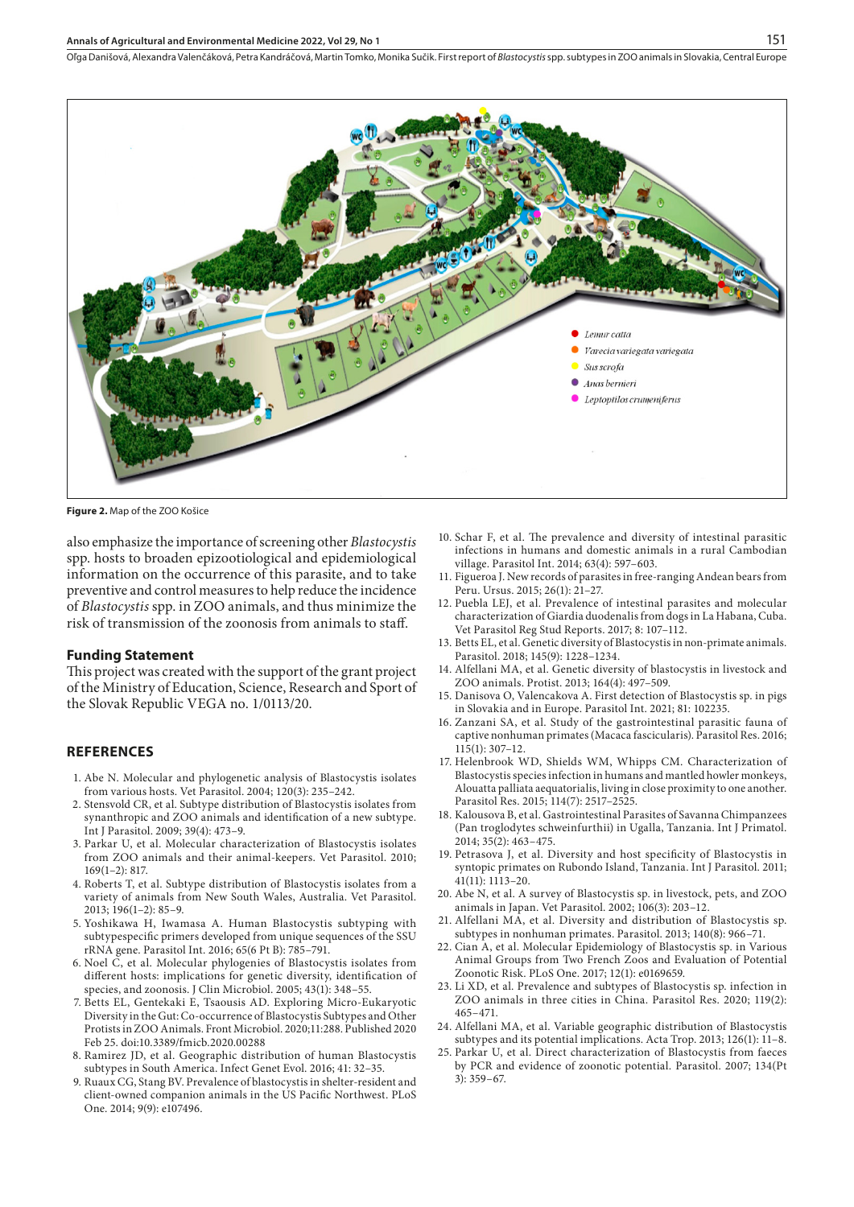Lemur catta
Varecia variegata variegata
Sus scrofa
Anas bernieri
Leptoptilos crumeniferus

**Figure 2.** Map of the ZOO Košice

also emphasize the importance of screening other *Blastocystis* spp. hosts to broaden epizootiological and epidemiological information on the occurrence of this parasite, and to take preventive and control measures to help reduce the incidence of *Blastocystis* spp. in ZOO animals, and thus minimize the risk of transmission of the zoonosis from animals to staff.

## Funding Statement

This project was created with the support of the grant project of the Ministry of Education, Science, Research and Sport of the Slovak Republic VEGA no. 1/0113/20.

## REFERENCES

1. Abe N. Molecular and phylogenetic analysis of Blastocystis isolates from various hosts. Vet Parasitol. 2004; 120(3): 235–242.
2. Stensvold CR, et al. Subtype distribution of Blastocystis isolates from synanthropic and ZOO animals and identification of a new subtype. Int J Parasitol. 2009; 39(4): 473–9.
3. Parkar U, et al. Molecular characterization of Blastocystis isolates from ZOO animals and their animal-keepers. Vet Parasitol. 2010; 169(1–2): 817.
4. Roberts T, et al. Subtype distribution of Blastocystis isolates from a variety of animals from New South Wales, Australia. Vet Parasitol. 2013; 196(1–2): 85–9.
5. Yoshikawa H, Iwamasa A. Human Blastocystis subtyping with subtypespecific primers developed from unique sequences of the SSU rRNA gene. Parasitol Int. 2016; 65(6 Pt B): 785–791.
6. Noel C, et al. Molecular phylogenies of Blastocystis isolates from different hosts: implications for genetic diversity, identification of species, and zoonosis. J Clin Microbiol. 2005; 43(1): 348–55.
7. Betts EL, Gentekaki E, Tsaousis AD. Exploring Micro-Eukaryotic Diversity in the Gut: Co-occurrence of Blastocystis Subtypes and Other Protists in ZOO Animals. Front Microbiol. 2020;11:288. Published 2020 Feb 25. doi:10.3389/fmicb.2020.00288
8. Ramirez JD, et al. Geographic distribution of human Blastocystis subtypes in South America. Infect Genet Evol. 2016; 41: 32–35.
9. Ruaux CG, Stang BV. Prevalence of blastocystis in shelter-resident and client-owned companion animals in the US Pacific Northwest. PLoS One. 2014; 9(9): e107496.
10. Schar F, et al. The prevalence and diversity of intestinal parasitic infections in humans and domestic animals in a rural Cambodian village. Parasitol Int. 2014; 63(4): 597–603.
11. Figueroa J. New records of parasites in free-ranging Andean bears from Peru. Ursus. 2015; 26(1): 21–27.
12. Puebla LEJ, et al. Prevalence of intestinal parasites and molecular characterization of Giardia duodenalis from dogs in La Habana, Cuba. Vet Parasitol Reg Stud Reports. 2017; 8: 107–112.
13. Betts EL, et al. Genetic diversity of Blastocystis in non-primate animals. Parasitol. 2018; 145(9): 1228–1234.
14. Alfellani MA, et al. Genetic diversity of blastocystis in livestock and ZOO animals. Protist. 2013; 164(4): 497–509.
15. Danisova O, Valencakova A. First detection of Blastocystis sp. in pigs in Slovakia and in Europe. Parasitol Int. 2021; 81: 102235.
16. Zanzani SA, et al. Study of the gastrointestinal parasitic fauna of captive nonhuman primates (Macaca fascicularis). Parasitol Res. 2016; 115(1): 307–12.
17. Helenbrook WD, Shields WM, Whipps CM. Characterization of Blastocystis species infection in humans and mantled howler monkeys, Alouatta palliata aequatorialis, living in close proximity to one another. Parasitol Res. 2015; 114(7): 2517–2525.
18. Kalousova B, et al. Gastrointestinal Parasites of Savanna Chimpanzees (Pan troglodytes schweinfurthii) in Ugalla, Tanzania. Int J Primatol. 2014; 35(2): 463–475.
19. Petrasova J, et al. Diversity and host specificity of Blastocystis in syntopic primates on Rubondo Island, Tanzania. Int J Parasitol. 2011; 41(11): 1113–20.
20. Abe N, et al. A survey of Blastocystis sp. in livestock, pets, and ZOO animals in Japan. Vet Parasitol. 2002; 106(3): 203–12.
21. Alfellani MA, et al. Diversity and distribution of Blastocystis sp. subtypes in nonhuman primates. Parasitol. 2013; 140(8): 966–71.
22. Cian A, et al. Molecular Epidemiology of Blastocystis sp. in Various Animal Groups from Two French Zoos and Evaluation of Potential Zoonotic Risk. PLoS One. 2017; 12(1): e0169659.
23. Li XD, et al. Prevalence and subtypes of Blastocystis sp. infection in ZOO animals in three cities in China. Parasitol Res. 2020; 119(2): 465–471.
24. Alfellani MA, et al. Variable geographic distribution of Blastocystis subtypes and its potential implications. Acta Trop. 2013; 126(1): 11–8.
25. Parkar U, et al. Direct characterization of Blastocystis from faeces by PCR and evidence of zoonotic potential. Parasitol. 2007; 134(Pt 3): 359–67.